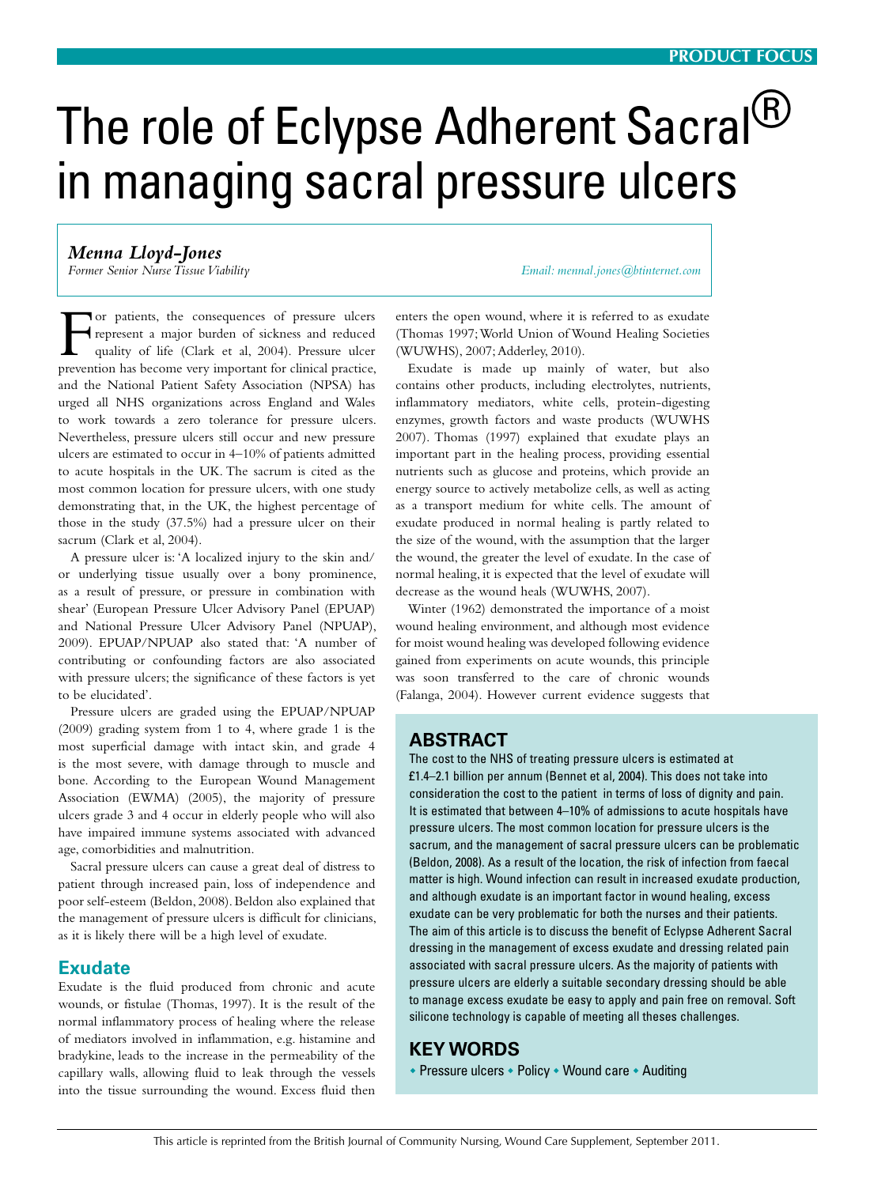PRODUCT FOCUS

# The role of Eclypse Adherent Sacral® in managing sacral pressure ulcers

*Menna Lloyd-Jones*
*Former Senior Nurse Tissue Viability*

*Email: mennal.jones@btinternet.com*

## ABSTRACT

The cost to the NHS of treating pressure ulcers is estimated at £1.4–2.1 billion per annum (Bennet et al, 2004). This does not take into consideration the cost to the patient in terms of loss of dignity and pain. It is estimated that between 4–10% of admissions to acute hospitals have pressure ulcers. The most common location for pressure ulcers is the sacrum, and the management of sacral pressure ulcers can be problematic (Beldon, 2008). As a result of the location, the risk of infection from faecal matter is high. Wound infection can result in increased exudate production, and although exudate is an important factor in wound healing, excess exudate can be very problematic for both the nurses and their patients. The aim of this article is to discuss the benefit of Eclypse Adherent Sacral dressing in the management of excess exudate and dressing related pain associated with sacral pressure ulcers. As the majority of patients with pressure ulcers are elderly a suitable secondary dressing should be able to manage excess exudate be easy to apply and pain free on removal. Soft silicone technology is capable of meeting all theses challenges.

## KEY WORDS

◆ Pressure ulcers ◆ Policy ◆ Wound care ◆ Auditing

For patients, the consequences of pressure ulcers represent a major burden of sickness and reduced quality of life (Clark et al, 2004). Pressure ulcer prevention has become very important for clinical practice, and the National Patient Safety Association (NPSA) has urged all NHS organizations across England and Wales to work towards a zero tolerance for pressure ulcers. Nevertheless, pressure ulcers still occur and new pressure ulcers are estimated to occur in 4–10% of patients admitted to acute hospitals in the UK. The sacrum is cited as the most common location for pressure ulcers, with one study demonstrating that, in the UK, the highest percentage of those in the study (37.5%) had a pressure ulcer on their sacrum (Clark et al, 2004).

A pressure ulcer is: 'A localized injury to the skin and/or underlying tissue usually over a bony prominence, as a result of pressure, or pressure in combination with shear' (European Pressure Ulcer Advisory Panel (EPUAP) and National Pressure Ulcer Advisory Panel (NPUAP), 2009). EPUAP/NPUAP also stated that: 'A number of contributing or confounding factors are also associated with pressure ulcers; the significance of these factors is yet to be elucidated'.

Pressure ulcers are graded using the EPUAP/NPUAP (2009) grading system from 1 to 4, where grade 1 is the most superficial damage with intact skin, and grade 4 is the most severe, with damage through to muscle and bone. According to the European Wound Management Association (EWMA) (2005), the majority of pressure ulcers grade 3 and 4 occur in elderly people who will also have impaired immune systems associated with advanced age, comorbidities and malnutrition.

Sacral pressure ulcers can cause a great deal of distress to patient through increased pain, loss of independence and poor self-esteem (Beldon, 2008). Beldon also explained that the management of pressure ulcers is difficult for clinicians, as it is likely there will be a high level of exudate.

## Exudate

Exudate is the fluid produced from chronic and acute wounds, or fistulae (Thomas, 1997). It is the result of the normal inflammatory process of healing where the release of mediators involved in inflammation, e.g. histamine and bradykine, leads to the increase in the permeability of the capillary walls, allowing fluid to leak through the vessels into the tissue surrounding the wound. Excess fluid then enters the open wound, where it is referred to as exudate (Thomas 1997; World Union of Wound Healing Societies (WUWHS), 2007; Adderley, 2010).

Exudate is made up mainly of water, but also contains other products, including electrolytes, nutrients, inflammatory mediators, white cells, protein-digesting enzymes, growth factors and waste products (WUWHS 2007). Thomas (1997) explained that exudate plays an important part in the healing process, providing essential nutrients such as glucose and proteins, which provide an energy source to actively metabolize cells, as well as acting as a transport medium for white cells. The amount of exudate produced in normal healing is partly related to the size of the wound, with the assumption that the larger the wound, the greater the level of exudate. In the case of normal healing, it is expected that the level of exudate will decrease as the wound heals (WUWHS, 2007).

Winter (1962) demonstrated the importance of a moist wound healing environment, and although most evidence for moist wound healing was developed following evidence gained from experiments on acute wounds, this principle was soon transferred to the care of chronic wounds (Falanga, 2004). However current evidence suggests that

This article is reprinted from the British Journal of Community Nursing, Wound Care Supplement, September 2011.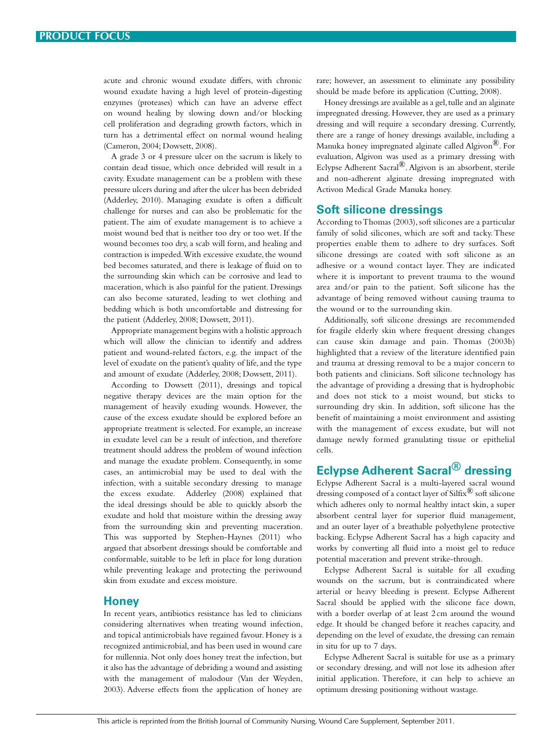acute and chronic wound exudate differs, with chronic wound exudate having a high level of protein-digesting enzymes (proteases) which can have an adverse effect on wound healing by slowing down and/or blocking cell proliferation and degrading growth factors, which in turn has a detrimental effect on normal wound healing (Cameron, 2004; Dowsett, 2008).

A grade 3 or 4 pressure ulcer on the sacrum is likely to contain dead tissue, which once debrided will result in a cavity. Exudate management can be a problem with these pressure ulcers during and after the ulcer has been debrided (Adderley, 2010). Managing exudate is often a difficult challenge for nurses and can also be problematic for the patient. The aim of exudate management is to achieve a moist wound bed that is neither too dry or too wet. If the wound becomes too dry, a scab will form, and healing and contraction is impeded. With excessive exudate, the wound bed becomes saturated, and there is leakage of fluid on to the surrounding skin which can be corrosive and lead to maceration, which is also painful for the patient. Dressings can also become saturated, leading to wet clothing and bedding which is both uncomfortable and distressing for the patient (Adderley, 2008; Dowsett, 2011).

Appropriate management begins with a holistic approach which will allow the clinician to identify and address patient and wound-related factors, e.g. the impact of the level of exudate on the patient's quality of life, and the type and amount of exudate (Adderley, 2008; Dowsett, 2011).

According to Dowsett (2011), dressings and topical negative therapy devices are the main option for the management of heavily exuding wounds. However, the cause of the excess exudate should be explored before an appropriate treatment is selected. For example, an increase in exudate level can be a result of infection, and therefore treatment should address the problem of wound infection and manage the exudate problem. Consequently, in some cases, an antimicrobial may be used to deal with the infection, with a suitable secondary dressing to manage the excess exudate. Adderley (2008) explained that the ideal dressings should be able to quickly absorb the exudate and hold that moisture within the dressing away from the surrounding skin and preventing maceration. This was supported by Stephen-Haynes (2011) who argued that absorbent dressings should be comfortable and conformable, suitable to be left in place for long duration while preventing leakage and protecting the periwound skin from exudate and excess moisture.

## Honey

In recent years, antibiotics resistance has led to clinicians considering alternatives when treating wound infection, and topical antimicrobials have regained favour. Honey is a recognized antimicrobial, and has been used in wound care for millennia. Not only does honey treat the infection, but it also has the advantage of debriding a wound and assisting with the management of malodour (Van der Weyden, 2003). Adverse effects from the application of honey are rare; however, an assessment to eliminate any possibility should be made before its application (Cutting, 2008).

Honey dressings are available as a gel, tulle and an alginate impregnated dressing. However, they are used as a primary dressing and will require a secondary dressing. Currently, there are a range of honey dressings available, including a Manuka honey impregnated alginate called Algivon®. For evaluation, Algivon was used as a primary dressing with Eclypse Adherent Sacral®. Algivon is an absorbent, sterile and non-adherent alginate dressing impregnated with Activon Medical Grade Manuka honey.

## Soft silicone dressings

According to Thomas (2003), soft silicones are a particular family of solid silicones, which are soft and tacky. These properties enable them to adhere to dry surfaces. Soft silicone dressings are coated with soft silicone as an adhesive or a wound contact layer. They are indicated where it is important to prevent trauma to the wound area and/or pain to the patient. Soft silicone has the advantage of being removed without causing trauma to the wound or to the surrounding skin.

Additionally, soft silicone dressings are recommended for fragile elderly skin where frequent dressing changes can cause skin damage and pain. Thomas (2003b) highlighted that a review of the literature identified pain and trauma at dressing removal to be a major concern to both patients and clinicians. Soft silicone technology has the advantage of providing a dressing that is hydrophobic and does not stick to a moist wound, but sticks to surrounding dry skin. In addition, soft silicone has the benefit of maintaining a moist environment and assisting with the management of excess exudate, but will not damage newly formed granulating tissue or epithelial cells.

## Eclypse Adherent Sacral® dressing

Eclypse Adherent Sacral is a multi-layered sacral wound dressing composed of a contact layer of Silfix® soft silicone which adheres only to normal healthy intact skin, a super absorbent central layer for superior fluid management, and an outer layer of a breathable polyethylene protective backing. Eclypse Adherent Sacral has a high capacity and works by converting all fluid into a moist gel to reduce potential maceration and prevent strike-through.

Eclypse Adherent Sacral is suitable for all exuding wounds on the sacrum, but is contraindicated where arterial or heavy bleeding is present. Eclypse Adherent Sacral should be applied with the silicone face down, with a border overlap of at least 2 cm around the wound edge. It should be changed before it reaches capacity, and depending on the level of exudate, the dressing can remain in situ for up to 7 days.

Eclypse Adherent Sacral is suitable for use as a primary or secondary dressing, and will not lose its adhesion after initial application. Therefore, it can help to achieve an optimum dressing positioning without wastage.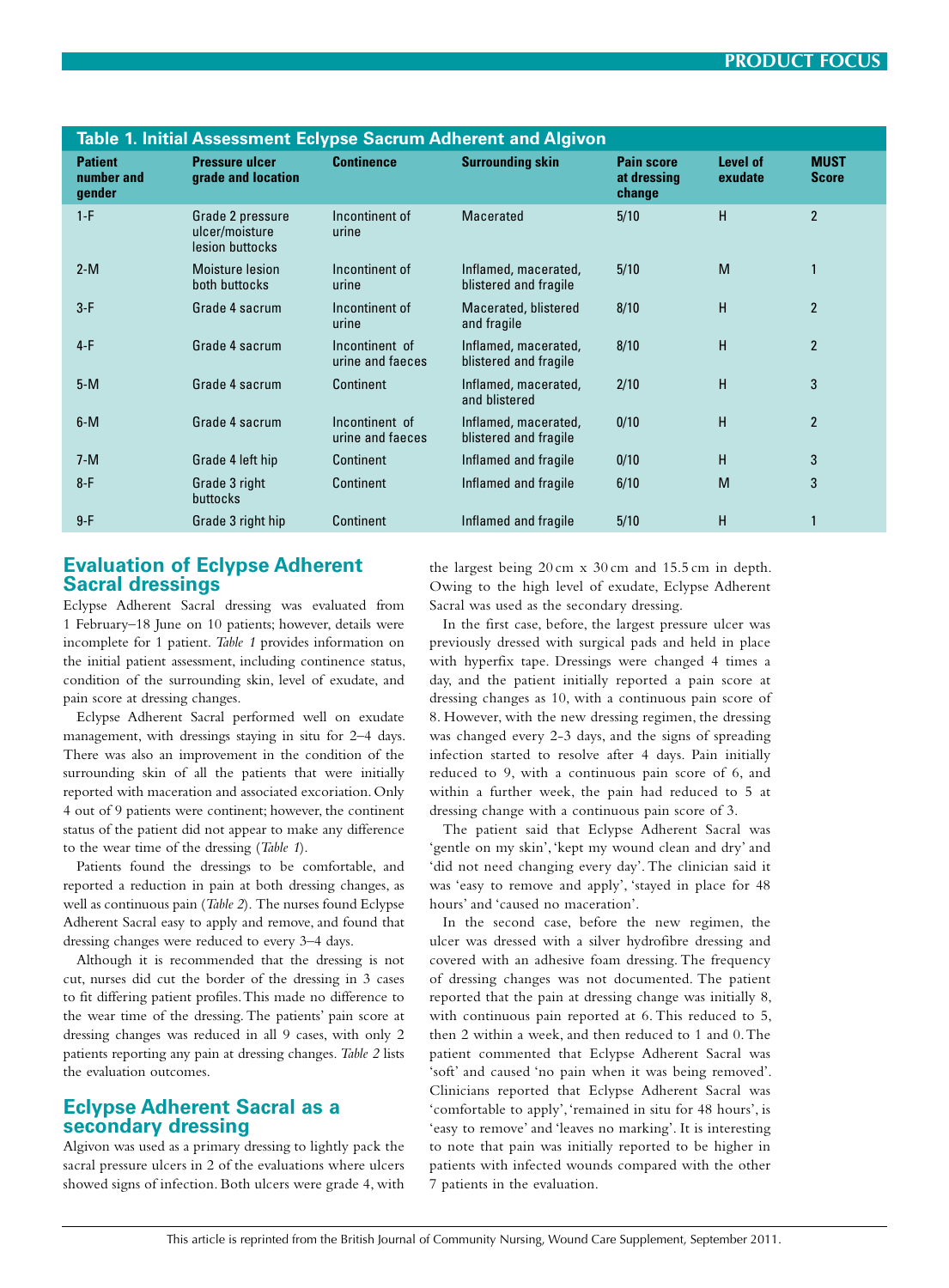**Table 1. Initial Assessment Eclypse Sacrum Adherent and Algivon**

| Patient number and gender | Pressure ulcer grade and location | Continence | Surrounding skin | Pain score at dressing change | Level of exudate | MUST Score |
|---|---|---|---|---|---|---|
| 1-F | Grade 2 pressure ulcer/moisture lesion buttocks | Incontinent of urine | Macerated | 5/10 | H | 2 |
| 2-M | Moisture lesion both buttocks | Incontinent of urine | Inflamed, macerated, blistered and fragile | 5/10 | M | 1 |
| 3-F | Grade 4 sacrum | Incontinent of urine | Macerated, blistered and fragile | 8/10 | H | 2 |
| 4-F | Grade 4 sacrum | Incontinent of urine and faeces | Inflamed, macerated, blistered and fragile | 8/10 | H | 2 |
| 5-M | Grade 4 sacrum | Continent | Inflamed, macerated, and blistered | 2/10 | H | 3 |
| 6-M | Grade 4 sacrum | Incontinent of urine and faeces | Inflamed, macerated, blistered and fragile | 0/10 | H | 2 |
| 7-M | Grade 4 left hip | Continent | Inflamed and fragile | 0/10 | H | 3 |
| 8-F | Grade 3 right buttocks | Continent | Inflamed and fragile | 6/10 | M | 3 |
| 9-F | Grade 3 right hip | Continent | Inflamed and fragile | 5/10 | H | 1 |

## Evaluation of Eclypse Adherent Sacral dressings

Eclypse Adherent Sacral dressing was evaluated from 1 February–18 June on 10 patients; however, details were incomplete for 1 patient. *Table 1* provides information on the initial patient assessment, including continence status, condition of the surrounding skin, level of exudate, and pain score at dressing changes.

Eclypse Adherent Sacral performed well on exudate management, with dressings staying in situ for 2–4 days. There was also an improvement in the condition of the surrounding skin of all the patients that were initially reported with maceration and associated excoriation. Only 4 out of 9 patients were continent; however, the continent status of the patient did not appear to make any difference to the wear time of the dressing (*Table 1*).

Patients found the dressings to be comfortable, and reported a reduction in pain at both dressing changes, as well as continuous pain (*Table 2*). The nurses found Eclypse Adherent Sacral easy to apply and remove, and found that dressing changes were reduced to every 3–4 days.

Although it is recommended that the dressing is not cut, nurses did cut the border of the dressing in 3 cases to fit differing patient profiles. This made no difference to the wear time of the dressing. The patients' pain score at dressing changes was reduced in all 9 cases, with only 2 patients reporting any pain at dressing changes. *Table 2* lists the evaluation outcomes.

## Eclypse Adherent Sacral as a secondary dressing

Algivon was used as a primary dressing to lightly pack the sacral pressure ulcers in 2 of the evaluations where ulcers showed signs of infection. Both ulcers were grade 4, with the largest being 20 cm x 30 cm and 15.5 cm in depth. Owing to the high level of exudate, Eclypse Adherent Sacral was used as the secondary dressing.

In the first case, before, the largest pressure ulcer was previously dressed with surgical pads and held in place with hyperfix tape. Dressings were changed 4 times a day, and the patient initially reported a pain score at dressing changes as 10, with a continuous pain score of 8. However, with the new dressing regimen, the dressing was changed every 2-3 days, and the signs of spreading infection started to resolve after 4 days. Pain initially reduced to 9, with a continuous pain score of 6, and within a further week, the pain had reduced to 5 at dressing change with a continuous pain score of 3.

The patient said that Eclypse Adherent Sacral was 'gentle on my skin', 'kept my wound clean and dry' and 'did not need changing every day'. The clinician said it was 'easy to remove and apply', 'stayed in place for 48 hours' and 'caused no maceration'.

In the second case, before the new regimen, the ulcer was dressed with a silver hydrofibre dressing and covered with an adhesive foam dressing. The frequency of dressing changes was not documented. The patient reported that the pain at dressing change was initially 8, with continuous pain reported at 6. This reduced to 5, then 2 within a week, and then reduced to 1 and 0. The patient commented that Eclypse Adherent Sacral was 'soft' and caused 'no pain when it was being removed'. Clinicians reported that Eclypse Adherent Sacral was 'comfortable to apply', 'remained in situ for 48 hours', is 'easy to remove' and 'leaves no marking'. It is interesting to note that pain was initially reported to be higher in patients with infected wounds compared with the other 7 patients in the evaluation.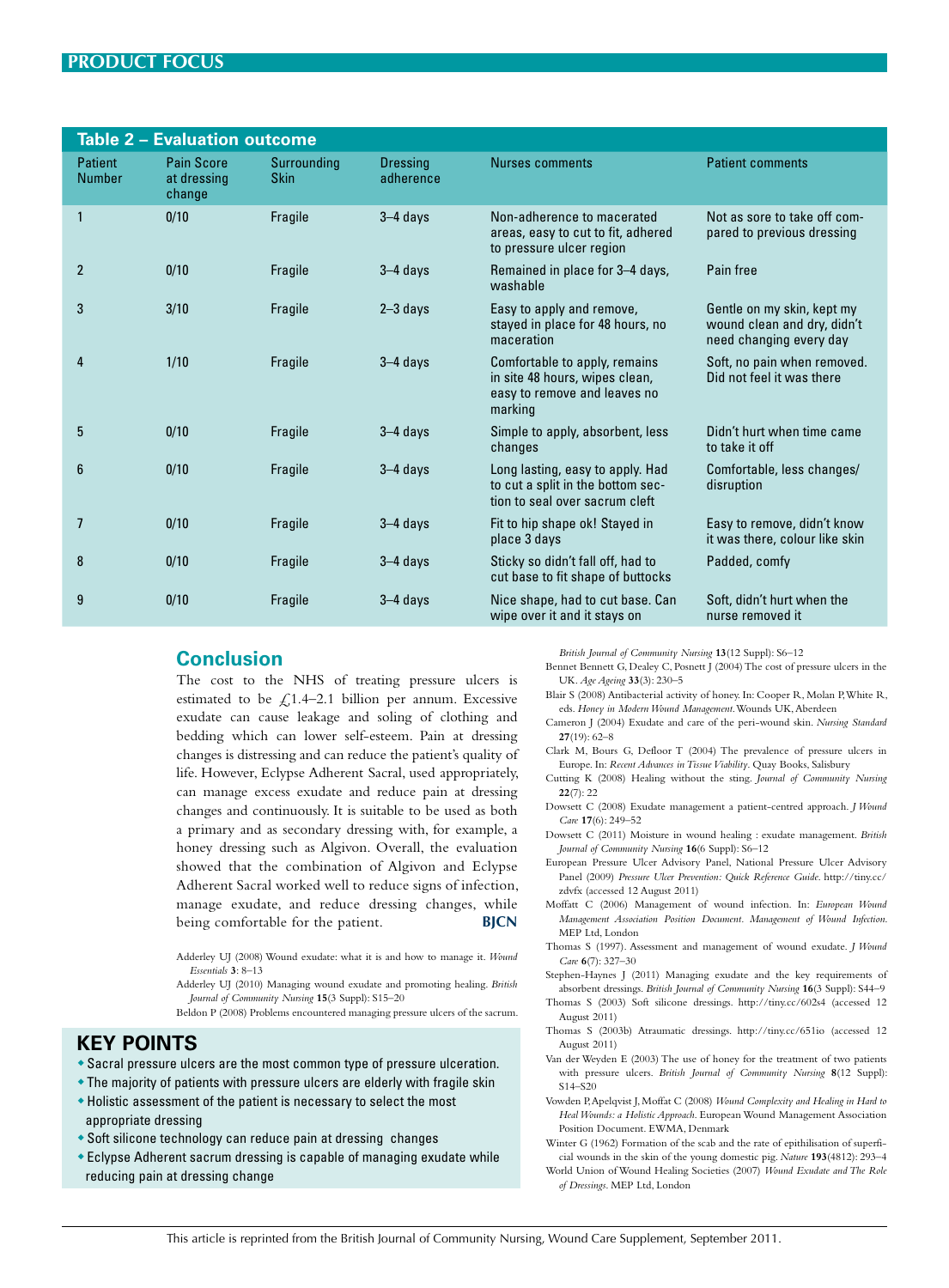**Table 2 – Evaluation outcome**

| Patient Number | Pain Score at dressing change | Surrounding Skin | Dressing adherence | Nurses comments | Patient comments |
|---|---|---|---|---|---|
| 1 | 0/10 | Fragile | 3–4 days | Non-adherence to macerated areas, easy to cut to fit, adhered to pressure ulcer region | Not as sore to take off compared to previous dressing |
| 2 | 0/10 | Fragile | 3–4 days | Remained in place for 3–4 days, washable | Pain free |
| 3 | 3/10 | Fragile | 2–3 days | Easy to apply and remove, stayed in place for 48 hours, no maceration | Gentle on my skin, kept my wound clean and dry, didn't need changing every day |
| 4 | 1/10 | Fragile | 3–4 days | Comfortable to apply, remains in site 48 hours, wipes clean, easy to remove and leaves no marking | Soft, no pain when removed. Did not feel it was there |
| 5 | 0/10 | Fragile | 3–4 days | Simple to apply, absorbent, less changes | Didn't hurt when time came to take it off |
| 6 | 0/10 | Fragile | 3–4 days | Long lasting, easy to apply. Had to cut a split in the bottom section to seal over sacrum cleft | Comfortable, less changes/ disruption |
| 7 | 0/10 | Fragile | 3–4 days | Fit to hip shape ok! Stayed in place 3 days | Easy to remove, didn't know it was there, colour like skin |
| 8 | 0/10 | Fragile | 3–4 days | Sticky so didn't fall off, had to cut base to fit shape of buttocks | Padded, comfy |
| 9 | 0/10 | Fragile | 3–4 days | Nice shape, had to cut base. Can wipe over it and it stays on | Soft, didn't hurt when the nurse removed it |

## Conclusion

The cost to the NHS of treating pressure ulcers is estimated to be £1.4–2.1 billion per annum. Excessive exudate can cause leakage and soling of clothing and bedding which can lower self-esteem. Pain at dressing changes is distressing and can reduce the patient's quality of life. However, Eclypse Adherent Sacral, used appropriately, can manage excess exudate and reduce pain at dressing changes and continuously. It is suitable to be used as both a primary and as secondary dressing with, for example, a honey dressing such as Algivon. Overall, the evaluation showed that the combination of Algivon and Eclypse Adherent Sacral worked well to reduce signs of infection, manage exudate, and reduce dressing changes, while being comfortable for the patient. **BJCN**

Adderley UJ (2008) Wound exudate: what it is and how to manage it. *Wound Essentials* **3**: 8–13

Adderley UJ (2010) Managing wound exudate and promoting healing. *British Journal of Community Nursing* **15**(3 Suppl): S15–20

Beldon P (2008) Problems encountered managing pressure ulcers of the sacrum. *British Journal of Community Nursing* **13**(12 Suppl): S6–12

Bennet Bennett G, Dealey C, Posnett J (2004) The cost of pressure ulcers in the UK. *Age Ageing* **33**(3): 230–5

Blair S (2008) Antibacterial activity of honey. In: Cooper R, Molan P, White R, eds. *Honey in Modern Wound Management*. Wounds UK, Aberdeen

Cameron J (2004) Exudate and care of the peri-wound skin. *Nursing Standard* **27**(19): 62–8

Clark M, Bours G, Defloor T (2004) The prevalence of pressure ulcers in Europe. In: *Recent Advances in Tissue Viability*. Quay Books, Salisbury

Cutting K (2008) Healing without the sting. *Journal of Community Nursing* **22**(7): 22

Dowsett C (2008) Exudate management a patient-centred approach. *J Wound Care* **17**(6): 249–52

Dowsett C (2011) Moisture in wound healing : exudate management. *British Journal of Community Nursing* **16**(6 Suppl): S6–12

European Pressure Ulcer Advisory Panel, National Pressure Ulcer Advisory Panel (2009) *Pressure Ulcer Prevention: Quick Reference Guide*. http://tiny.cc/zdvfx (accessed 12 August 2011)

Moffatt C (2006) Management of wound infection. In: *European Wound Management Association Position Document. Management of Wound Infection*. MEP Ltd, London

Thomas S (1997). Assessment and management of wound exudate. *J Wound Care* **6**(7): 327–30

Stephen-Haynes J (2011) Managing exudate and the key requirements of absorbent dressings. *British Journal of Community Nursing* **16**(3 Suppl): S44–9

Thomas S (2003) Soft silicone dressings. http://tiny.cc/602s4 (accessed 12 August 2011)

Thomas S (2003b) Atraumatic dressings. http://tiny.cc/651io (accessed 12 August 2011)

Van der Weyden E (2003) The use of honey for the treatment of two patients with pressure ulcers. *British Journal of Community Nursing* **8**(12 Suppl): S14–S20

Vowden P, Apelqvist J, Moffat C (2008) *Wound Complexity and Healing in Hard to Heal Wounds: a Holistic Approach*. European Wound Management Association Position Document. EWMA, Denmark

Winter G (1962) Formation of the scab and the rate of epithilisation of superficial wounds in the skin of the young domestic pig. *Nature* **193**(4812): 293–4

World Union of Wound Healing Societies (2007) *Wound Exudate and The Role of Dressings*. MEP Ltd, London

## KEY POINTS

- Sacral pressure ulcers are the most common type of pressure ulceration.
- The majority of patients with pressure ulcers are elderly with fragile skin
- Holistic assessment of the patient is necessary to select the most appropriate dressing
- Soft silicone technology can reduce pain at dressing changes
- Eclypse Adherent sacrum dressing is capable of managing exudate while reducing pain at dressing change

This article is reprinted from the British Journal of Community Nursing, Wound Care Supplement, September 2011.